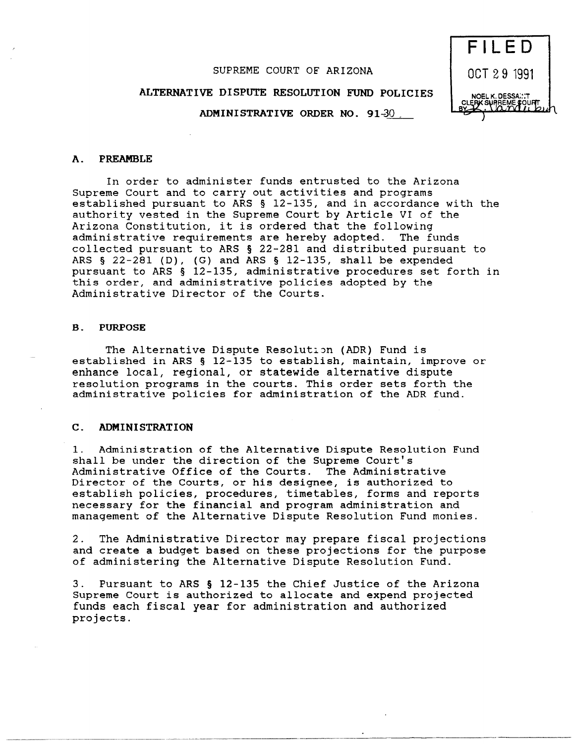SUPREME COURT OF ARIZONA

ALTERNATIVE DISPUTE RESOLUTION FUND POLICIES

ADMINISTRATIVE ORDER NO. 91-30

FILED
OCT 29 1991
NOEL K. DESSAINT
CLERK SUPREME COURT
BY

## A. PREAMBLE

In order to administer funds entrusted to the Arizona Supreme Court and to carry out activities and programs established pursuant to ARS § 12-135, and in accordance with the authority vested in the Supreme Court by Article VI of the Arizona Constitution, it is ordered that the following administrative requirements are hereby adopted. The funds collected pursuant to ARS § 22-281 and distributed pursuant to ARS § 22-281 (D), (G) and ARS § 12-135, shall be expended pursuant to ARS § 12-135, administrative procedures set forth in this order, and administrative policies adopted by the Administrative Director of the Courts.

## B. PURPOSE

The Alternative Dispute Resolution (ADR) Fund is established in ARS § 12-135 to establish, maintain, improve or enhance local, regional, or statewide alternative dispute resolution programs in the courts. This order sets forth the administrative policies for administration of the ADR fund.

## C. ADMINISTRATION

1. Administration of the Alternative Dispute Resolution Fund shall be under the direction of the Supreme Court's Administrative Office of the Courts. The Administrative Director of the Courts, or his designee, is authorized to establish policies, procedures, timetables, forms and reports necessary for the financial and program administration and management of the Alternative Dispute Resolution Fund monies.

2. The Administrative Director may prepare fiscal projections and create a budget based on these projections for the purpose of administering the Alternative Dispute Resolution Fund.

3. Pursuant to ARS § 12-135 the Chief Justice of the Arizona Supreme Court is authorized to allocate and expend projected funds each fiscal year for administration and authorized projects.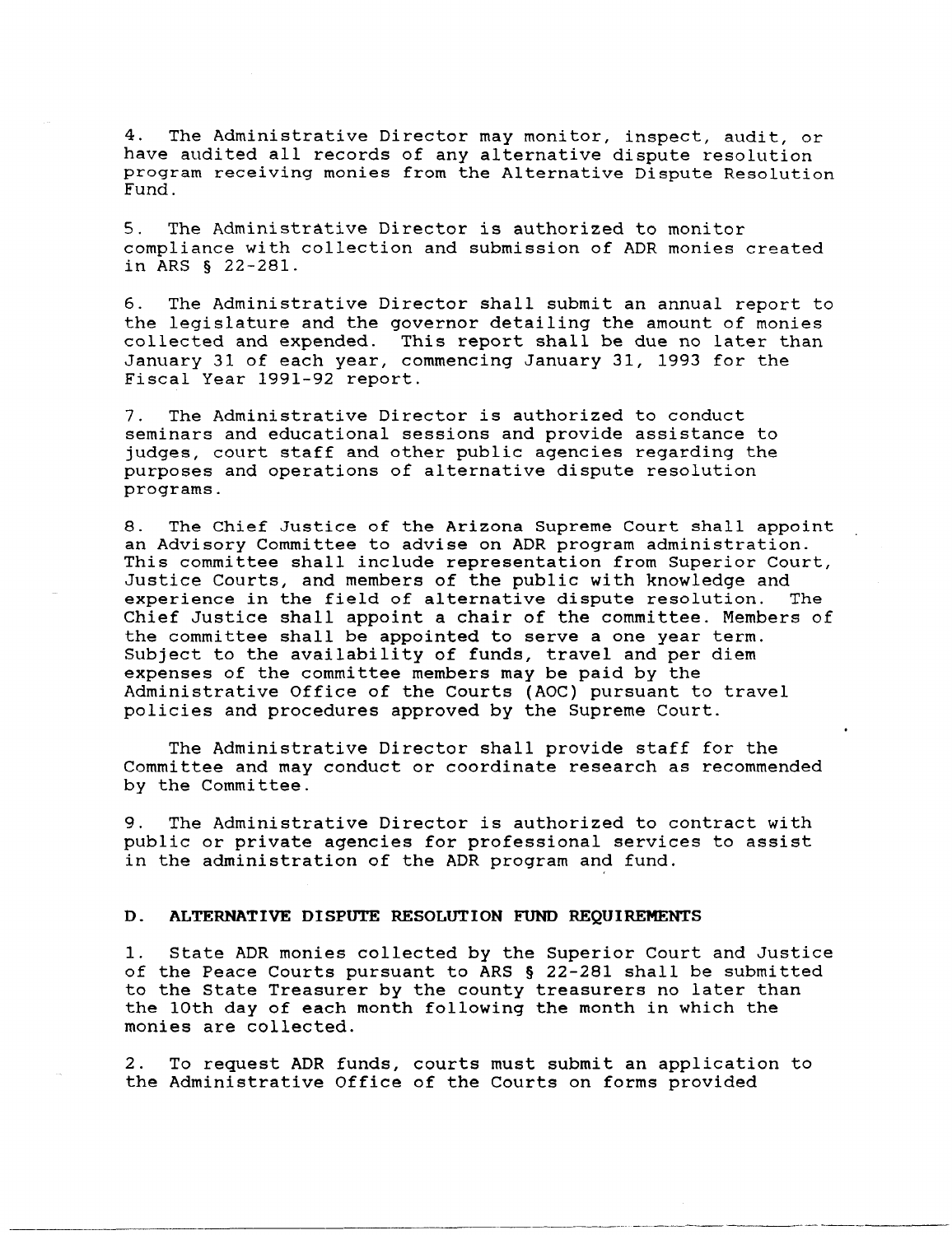4. The Administrative Director may monitor, inspect, audit, or have audited all records of any alternative dispute resolution program receiving monies from the Alternative Dispute Resolution Fund.

5. The Administrative Director is authorized to monitor compliance with collection and submission of ADR monies created in ARS § 22-281.

6. The Administrative Director shall submit an annual report to the legislature and the governor detailing the amount of monies collected and expended. This report shall be due no later than January 31 of each year, commencing January 31, 1993 for the Fiscal Year 1991-92 report.

7. The Administrative Director is authorized to conduct seminars and educational sessions and provide assistance to judges, court staff and other public agencies regarding the purposes and operations of alternative dispute resolution programs.

8. The Chief Justice of the Arizona Supreme Court shall appoint an Advisory Committee to advise on ADR program administration. This committee shall include representation from Superior Court, Justice Courts, and members of the public with knowledge and experience in the field of alternative dispute resolution. The Chief Justice shall appoint a chair of the committee. Members of the committee shall be appointed to serve a one year term. Subject to the availability of funds, travel and per diem expenses of the committee members may be paid by the Administrative Office of the Courts (AOC) pursuant to travel policies and procedures approved by the Supreme Court.

The Administrative Director shall provide staff for the Committee and may conduct or coordinate research as recommended by the Committee.

9. The Administrative Director is authorized to contract with public or private agencies for professional services to assist in the administration of the ADR program and fund.

### D. ALTERNATIVE DISPUTE RESOLUTION FUND REQUIREMENTS

1. State ADR monies collected by the Superior Court and Justice of the Peace Courts pursuant to ARS § 22-281 shall be submitted to the State Treasurer by the county treasurers no later than the 10th day of each month following the month in which the monies are collected.

2. To request ADR funds, courts must submit an application to the Administrative Office of the Courts on forms provided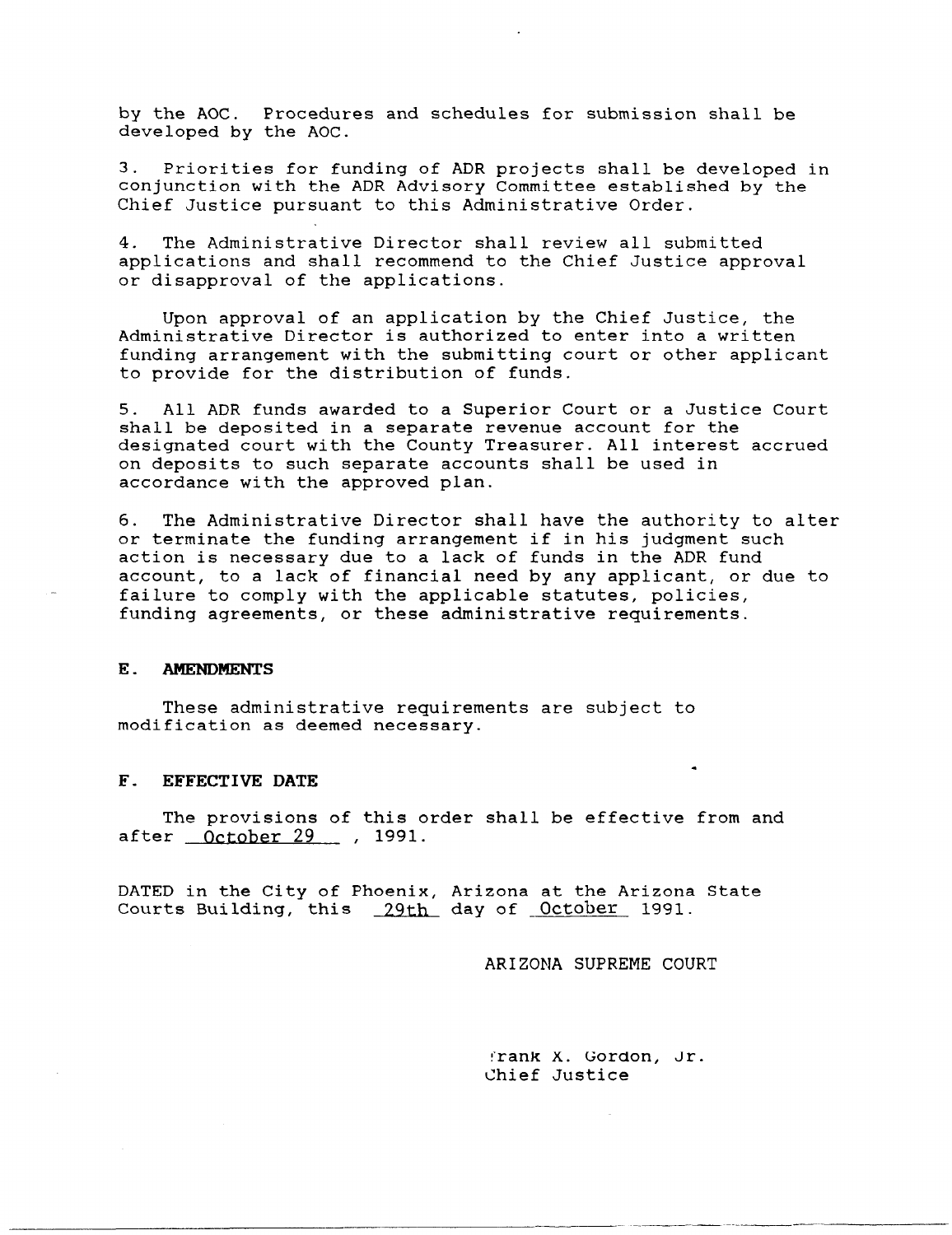by the AOC. Procedures and schedules for submission shall be developed by the AOC.

3. Priorities for funding of ADR projects shall be developed in conjunction with the ADR Advisory Committee established by the Chief Justice pursuant to this Administrative Order.

4. The Administrative Director shall review all submitted applications and shall recommend to the Chief Justice approval or disapproval of the applications.

Upon approval of an application by the Chief Justice, the Administrative Director is authorized to enter into a written funding arrangement with the submitting court or other applicant to provide for the distribution of funds.

5. All ADR funds awarded to a Superior Court or a Justice Court shall be deposited in a separate revenue account for the designated court with the County Treasurer. All interest accrued on deposits to such separate accounts shall be used in accordance with the approved plan.

6. The Administrative Director shall have the authority to alter or terminate the funding arrangement if in his judgment such action is necessary due to a lack of funds in the ADR fund account, to a lack of financial need by any applicant, or due to failure to comply with the applicable statutes, policies, funding agreements, or these administrative requirements.

### E. AMENDMENTS

These administrative requirements are subject to modification as deemed necessary.

### F. EFFECTIVE DATE

The provisions of this order shall be effective from and after October 29 , 1991.

DATED in the City of Phoenix, Arizona at the Arizona State Courts Building, this 29th day of October 1991.

ARIZONA SUPREME COURT

Frank X. Gordon, Jr.
Chief Justice